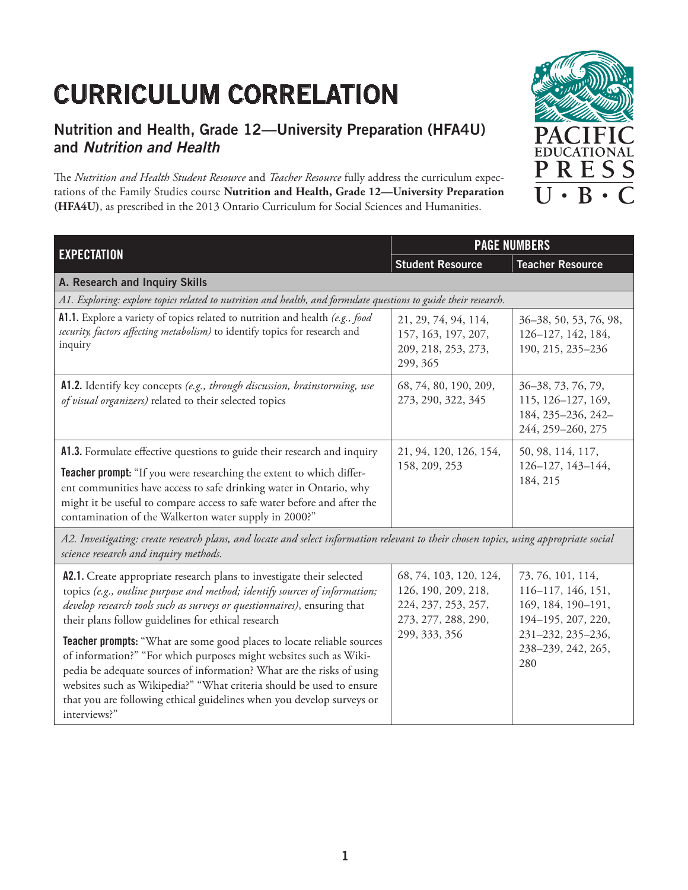# CURRICULUM CORRELATION

## Nutrition and Health, Grade 12—University Preparation (HFA4U) and *Nutrition and Health*

The *Nutrition and Health Student Resource* and *Teacher Resource* fully address the curriculum expectations of the Family Studies course **Nutrition and Health, Grade 12—University Preparation (HFA4U)**, as prescribed in the 2013 Ontario Curriculum for Social Sciences and Humanities.

| EXPECTATION | PAGE NUMBERS | |
|---|---|---|
| | Student Resource | Teacher Resource |
| **A. Research and Inquiry Skills** | | |
| *A1. Exploring: explore topics related to nutrition and health, and formulate questions to guide their research.* | | |
| **A1.1.** Explore a variety of topics related to nutrition and health *(e.g., food security, factors affecting metabolism)* to identify topics for research and inquiry | 21, 29, 74, 94, 114, 157, 163, 197, 207, 209, 218, 253, 273, 299, 365 | 36–38, 50, 53, 76, 98, 126–127, 142, 184, 190, 215, 235–236 |
| **A1.2.** Identify key concepts *(e.g., through discussion, brainstorming, use of visual organizers)* related to their selected topics | 68, 74, 80, 190, 209, 273, 290, 322, 345 | 36–38, 73, 76, 79, 115, 126–127, 169, 184, 235–236, 242–244, 259–260, 275 |
| **A1.3.** Formulate effective questions to guide their research and inquiry<br>**Teacher prompt:** "If you were researching the extent to which different communities have access to safe drinking water in Ontario, why might it be useful to compare access to safe water before and after the contamination of the Walkerton water supply in 2000?" | 21, 94, 120, 126, 154, 158, 209, 253 | 50, 98, 114, 117, 126–127, 143–144, 184, 215 |
| *A2. Investigating: create research plans, and locate and select information relevant to their chosen topics, using appropriate social science research and inquiry methods.* | | |
| **A2.1.** Create appropriate research plans to investigate their selected topics *(e.g., outline purpose and method; identify sources of information; develop research tools such as surveys or questionnaires)*, ensuring that their plans follow guidelines for ethical research<br>**Teacher prompts:** "What are some good places to locate reliable sources of information?" "For which purposes might websites such as Wikipedia be adequate sources of information? What are the risks of using websites such as Wikipedia?" "What criteria should be used to ensure that you are following ethical guidelines when you develop surveys or interviews?" | 68, 74, 103, 120, 124, 126, 190, 209, 218, 224, 237, 253, 257, 273, 277, 288, 290, 299, 333, 356 | 73, 76, 101, 114, 116–117, 146, 151, 169, 184, 190–191, 194–195, 207, 220, 231–232, 235–236, 238–239, 242, 265, 280 |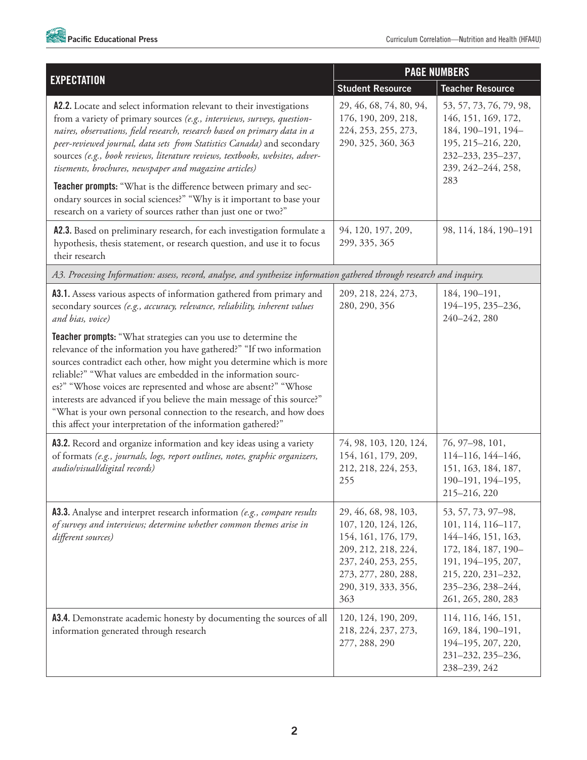| EXPECTATION | PAGE NUMBERS | |
|---|---|---|
| | Student Resource | Teacher Resource |
| **A2.2.** Locate and select information relevant to their investigations from a variety of primary sources *(e.g., interviews, surveys, questionnaires, observations, field research, research based on primary data in a peer-reviewed journal, data sets from Statistics Canada)* and secondary sources *(e.g., book reviews, literature reviews, textbooks, websites, advertisements, brochures, newspaper and magazine articles)*<br><br>**Teacher prompts:** "What is the difference between primary and secondary sources in social sciences?" "Why is it important to base your research on a variety of sources rather than just one or two?" | 29, 46, 68, 74, 80, 94, 176, 190, 209, 218, 224, 253, 255, 273, 290, 325, 360, 363 | 53, 57, 73, 76, 79, 98, 146, 151, 169, 172, 184, 190–191, 194–195, 215–216, 220, 232–233, 235–237, 239, 242–244, 258, 283 |
| **A2.3.** Based on preliminary research, for each investigation formulate a hypothesis, thesis statement, or research question, and use it to focus their research | 94, 120, 197, 209, 299, 335, 365 | 98, 114, 184, 190–191 |
| *A3. Processing Information: assess, record, analyse, and synthesize information gathered through research and inquiry.* | | |
| **A3.1.** Assess various aspects of information gathered from primary and secondary sources *(e.g., accuracy, relevance, reliability, inherent values and bias, voice)*<br><br>**Teacher prompts:** "What strategies can you use to determine the relevance of the information you have gathered?" "If two information sources contradict each other, how might you determine which is more reliable?" "What values are embedded in the information sources?" "Whose voices are represented and whose are absent?" "Whose interests are advanced if you believe the main message of this source?" "What is your own personal connection to the research, and how does this affect your interpretation of the information gathered?" | 209, 218, 224, 273, 280, 290, 356 | 184, 190–191, 194–195, 235–236, 240–242, 280 |
| **A3.2.** Record and organize information and key ideas using a variety of formats *(e.g., journals, logs, report outlines, notes, graphic organizers, audio/visual/digital records)* | 74, 98, 103, 120, 124, 154, 161, 179, 209, 212, 218, 224, 253, 255 | 76, 97–98, 101, 114–116, 144–146, 151, 163, 184, 187, 190–191, 194–195, 215–216, 220 |
| **A3.3.** Analyse and interpret research information *(e.g., compare results of surveys and interviews; determine whether common themes arise in different sources)* | 29, 46, 68, 98, 103, 107, 120, 124, 126, 154, 161, 176, 179, 209, 212, 218, 224, 237, 240, 253, 255, 273, 277, 280, 288, 290, 319, 333, 356, 363 | 53, 57, 73, 97–98, 101, 114, 116–117, 144–146, 151, 163, 172, 184, 187, 190–191, 194–195, 207, 215, 220, 231–232, 235–236, 238–244, 261, 265, 280, 283 |
| **A3.4.** Demonstrate academic honesty by documenting the sources of all information generated through research | 120, 124, 190, 209, 218, 224, 237, 273, 277, 288, 290 | 114, 116, 146, 151, 169, 184, 190–191, 194–195, 207, 220, 231–232, 235–236, 238–239, 242 |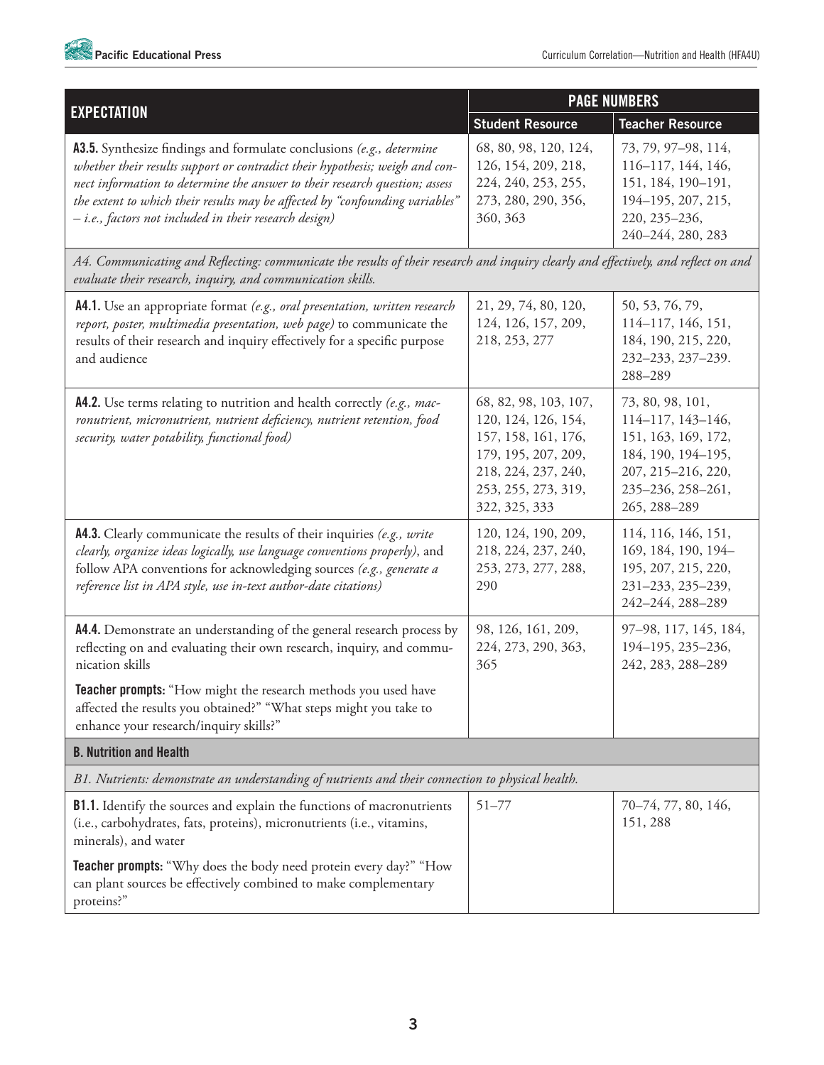| EXPECTATION | PAGE NUMBERS | |
|---|---|---|
| | Student Resource | Teacher Resource |
| **A3.5.** Synthesize findings and formulate conclusions *(e.g., determine whether their results support or contradict their hypothesis; weigh and connect information to determine the answer to their research question; assess the extent to which their results may be affected by "confounding variables" – i.e., factors not included in their research design)* | 68, 80, 98, 120, 124, 126, 154, 209, 218, 224, 240, 253, 255, 273, 280, 290, 356, 360, 363 | 73, 79, 97–98, 114, 116–117, 144, 146, 151, 184, 190–191, 194–195, 207, 215, 220, 235–236, 240–244, 280, 283 |
| *A4. Communicating and Reflecting: communicate the results of their research and inquiry clearly and effectively, and reflect on and evaluate their research, inquiry, and communication skills.* | | |
| **A4.1.** Use an appropriate format *(e.g., oral presentation, written research report, poster, multimedia presentation, web page)* to communicate the results of their research and inquiry effectively for a specific purpose and audience | 21, 29, 74, 80, 120, 124, 126, 157, 209, 218, 253, 277 | 50, 53, 76, 79, 114–117, 146, 151, 184, 190, 215, 220, 232–233, 237–239. 288–289 |
| **A4.2.** Use terms relating to nutrition and health correctly *(e.g., macronutrient, micronutrient, nutrient deficiency, nutrient retention, food security, water potability, functional food)* | 68, 82, 98, 103, 107, 120, 124, 126, 154, 157, 158, 161, 176, 179, 195, 207, 209, 218, 224, 237, 240, 253, 255, 273, 319, 322, 325, 333 | 73, 80, 98, 101, 114–117, 143–146, 151, 163, 169, 172, 184, 190, 194–195, 207, 215–216, 220, 235–236, 258–261, 265, 288–289 |
| **A4.3.** Clearly communicate the results of their inquiries *(e.g., write clearly, organize ideas logically, use language conventions properly)*, and follow APA conventions for acknowledging sources *(e.g., generate a reference list in APA style, use in-text author-date citations)* | 120, 124, 190, 209, 218, 224, 237, 240, 253, 273, 277, 288, 290 | 114, 116, 146, 151, 169, 184, 190, 194–195, 207, 215, 220, 231–233, 235–239, 242–244, 288–289 |
| **A4.4.** Demonstrate an understanding of the general research process by reflecting on and evaluating their own research, inquiry, and communication skills<br><br>**Teacher prompts:** "How might the research methods you used have affected the results you obtained?" "What steps might you take to enhance your research/inquiry skills?" | 98, 126, 161, 209, 224, 273, 290, 363, 365 | 97–98, 117, 145, 184, 194–195, 235–236, 242, 283, 288–289 |
| **B. Nutrition and Health** | | |
| *B1. Nutrients: demonstrate an understanding of nutrients and their connection to physical health.* | | |
| **B1.1.** Identify the sources and explain the functions of macronutrients (i.e., carbohydrates, fats, proteins), micronutrients (i.e., vitamins, minerals), and water<br><br>**Teacher prompts:** "Why does the body need protein every day?" "How can plant sources be effectively combined to make complementary proteins?" | 51–77 | 70–74, 77, 80, 146, 151, 288 |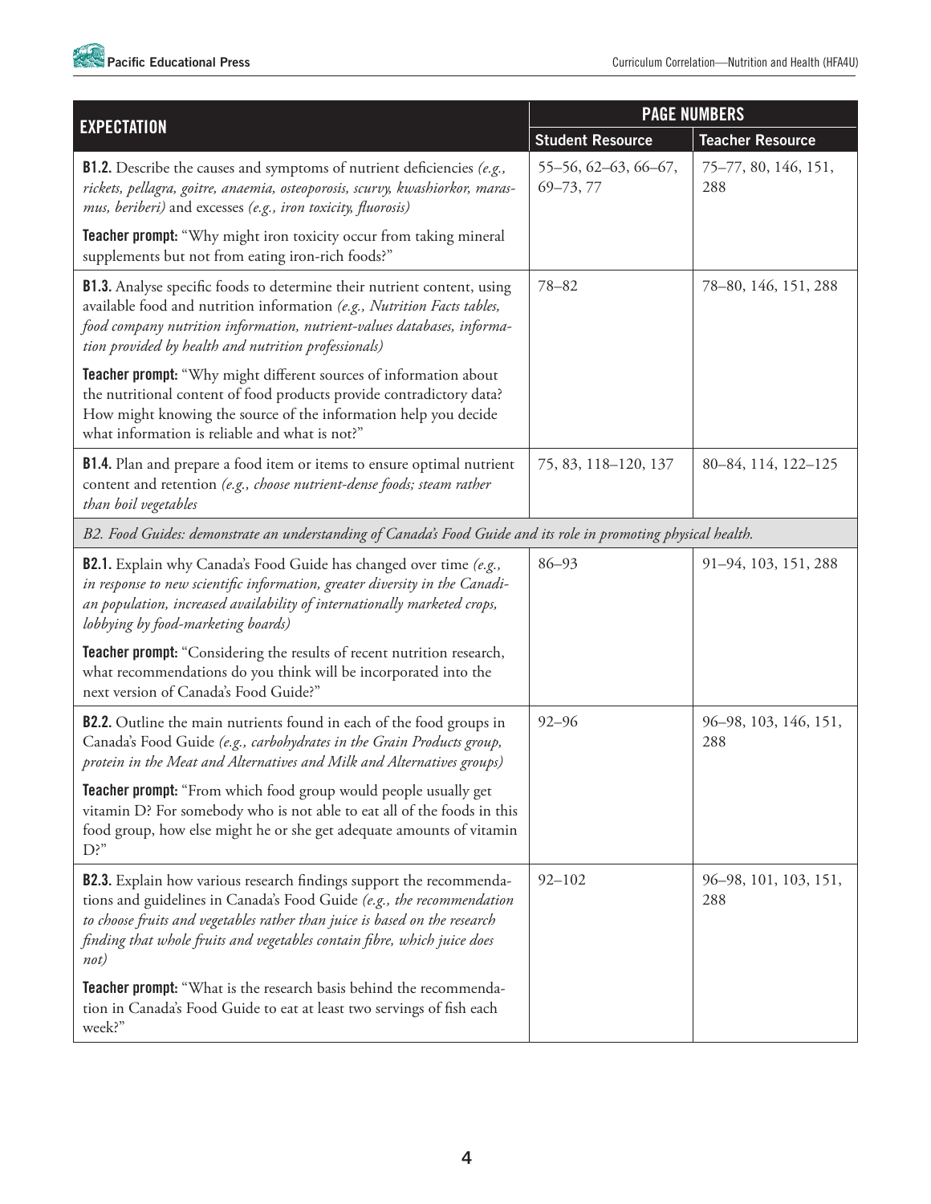| EXPECTATION | PAGE NUMBERS | |
|---|---|---|
| | Student Resource | Teacher Resource |
| **B1.2.** Describe the causes and symptoms of nutrient deficiencies *(e.g., rickets, pellagra, goitre, anaemia, osteoporosis, scurvy, kwashiorkor, marasmus, beriberi)* and excesses *(e.g., iron toxicity, fluorosis)*<br><br>**Teacher prompt:** "Why might iron toxicity occur from taking mineral supplements but not from eating iron-rich foods?" | 55–56, 62–63, 66–67, 69–73, 77 | 75–77, 80, 146, 151, 288 |
| **B1.3.** Analyse specific foods to determine their nutrient content, using available food and nutrition information *(e.g., Nutrition Facts tables, food company nutrition information, nutrient-values databases, information provided by health and nutrition professionals)*<br><br>**Teacher prompt:** "Why might different sources of information about the nutritional content of food products provide contradictory data? How might knowing the source of the information help you decide what information is reliable and what is not?" | 78–82 | 78–80, 146, 151, 288 |
| **B1.4.** Plan and prepare a food item or items to ensure optimal nutrient content and retention *(e.g., choose nutrient-dense foods; steam rather than boil vegetables* | 75, 83, 118–120, 137 | 80–84, 114, 122–125 |
| *B2. Food Guides: demonstrate an understanding of Canada's Food Guide and its role in promoting physical health.* | | |
| **B2.1.** Explain why Canada's Food Guide has changed over time *(e.g., in response to new scientific information, greater diversity in the Canadian population, increased availability of internationally marketed crops, lobbying by food-marketing boards)*<br><br>**Teacher prompt:** "Considering the results of recent nutrition research, what recommendations do you think will be incorporated into the next version of Canada's Food Guide?" | 86–93 | 91–94, 103, 151, 288 |
| **B2.2.** Outline the main nutrients found in each of the food groups in Canada's Food Guide *(e.g., carbohydrates in the Grain Products group, protein in the Meat and Alternatives and Milk and Alternatives groups)*<br><br>**Teacher prompt:** "From which food group would people usually get vitamin D? For somebody who is not able to eat all of the foods in this food group, how else might he or she get adequate amounts of vitamin D?" | 92–96 | 96–98, 103, 146, 151, 288 |
| **B2.3.** Explain how various research findings support the recommendations and guidelines in Canada's Food Guide *(e.g., the recommendation to choose fruits and vegetables rather than juice is based on the research finding that whole fruits and vegetables contain fibre, which juice does not)*<br><br>**Teacher prompt:** "What is the research basis behind the recommendation in Canada's Food Guide to eat at least two servings of fish each week?" | 92–102 | 96–98, 101, 103, 151, 288 |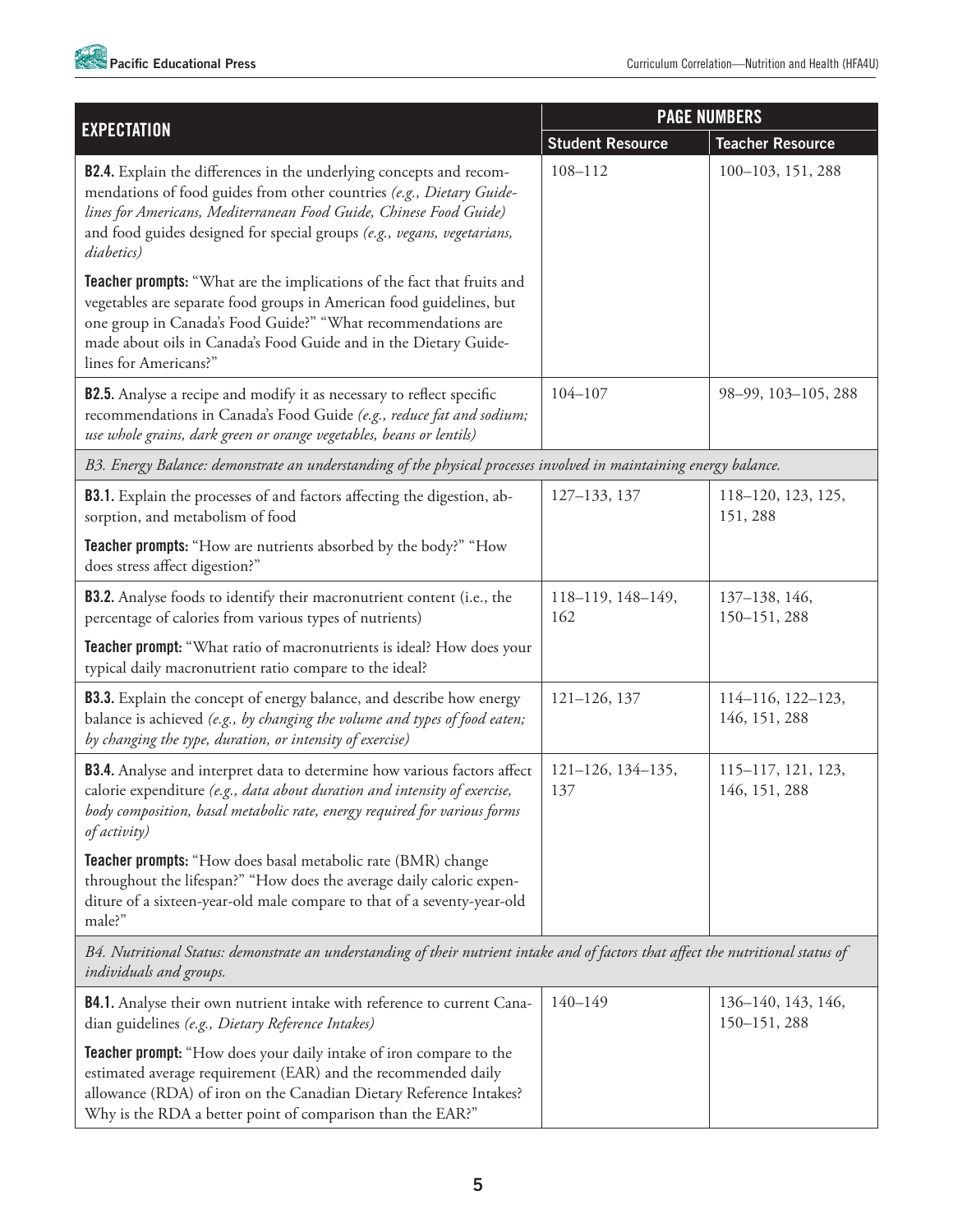| EXPECTATION | PAGE NUMBERS | |
|---|---|---|
| | **Student Resource** | **Teacher Resource** |
| **B2.4.** Explain the differences in the underlying concepts and recommendations of food guides from other countries *(e.g., Dietary Guidelines for Americans, Mediterranean Food Guide, Chinese Food Guide)* and food guides designed for special groups *(e.g., vegans, vegetarians, diabetics)*<br><br>**Teacher prompts:** "What are the implications of the fact that fruits and vegetables are separate food groups in American food guidelines, but one group in Canada's Food Guide?" "What recommendations are made about oils in Canada's Food Guide and in the Dietary Guidelines for Americans?" | 108–112 | 100–103, 151, 288 |
| **B2.5.** Analyse a recipe and modify it as necessary to reflect specific recommendations in Canada's Food Guide *(e.g., reduce fat and sodium; use whole grains, dark green or orange vegetables, beans or lentils)* | 104–107 | 98–99, 103–105, 288 |
| *B3. Energy Balance: demonstrate an understanding of the physical processes involved in maintaining energy balance.* | | |
| **B3.1.** Explain the processes of and factors affecting the digestion, absorption, and metabolism of food<br><br>**Teacher prompts:** "How are nutrients absorbed by the body?" "How does stress affect digestion?" | 127–133, 137 | 118–120, 123, 125, 151, 288 |
| **B3.2.** Analyse foods to identify their macronutrient content (i.e., the percentage of calories from various types of nutrients)<br><br>**Teacher prompt:** "What ratio of macronutrients is ideal? How does your typical daily macronutrient ratio compare to the ideal? | 118–119, 148–149, 162 | 137–138, 146, 150–151, 288 |
| **B3.3.** Explain the concept of energy balance, and describe how energy balance is achieved *(e.g., by changing the volume and types of food eaten; by changing the type, duration, or intensity of exercise)* | 121–126, 137 | 114–116, 122–123, 146, 151, 288 |
| **B3.4.** Analyse and interpret data to determine how various factors affect calorie expenditure *(e.g., data about duration and intensity of exercise, body composition, basal metabolic rate, energy required for various forms of activity)*<br><br>**Teacher prompts:** "How does basal metabolic rate (BMR) change throughout the lifespan?" "How does the average daily caloric expenditure of a sixteen-year-old male compare to that of a seventy-year-old male?" | 121–126, 134–135, 137 | 115–117, 121, 123, 146, 151, 288 |
| *B4. Nutritional Status: demonstrate an understanding of their nutrient intake and of factors that affect the nutritional status of individuals and groups.* | | |
| **B4.1.** Analyse their own nutrient intake with reference to current Canadian guidelines *(e.g., Dietary Reference Intakes)*<br><br>**Teacher prompt:** "How does your daily intake of iron compare to the estimated average requirement (EAR) and the recommended daily allowance (RDA) of iron on the Canadian Dietary Reference Intakes? Why is the RDA a better point of comparison than the EAR?" | 140–149 | 136–140, 143, 146, 150–151, 288 |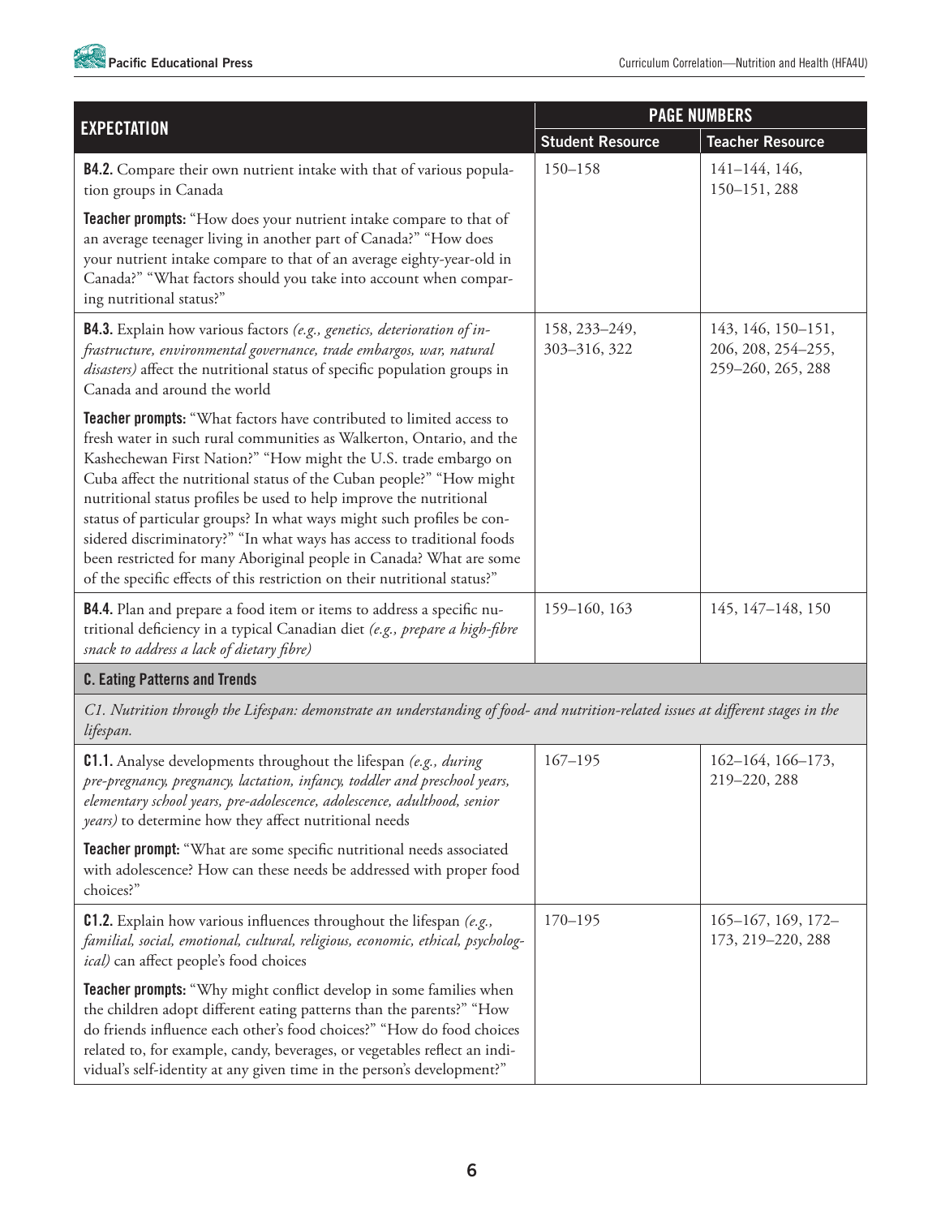| EXPECTATION | PAGE NUMBERS | |
|---|---|---|
| | **Student Resource** | **Teacher Resource** |
| **B4.2.** Compare their own nutrient intake with that of various population groups in Canada<br><br>**Teacher prompts:** "How does your nutrient intake compare to that of an average teenager living in another part of Canada?" "How does your nutrient intake compare to that of an average eighty-year-old in Canada?" "What factors should you take into account when comparing nutritional status?" | 150–158 | 141–144, 146, 150–151, 288 |
| **B4.3.** Explain how various factors *(e.g., genetics, deterioration of infrastructure, environmental governance, trade embargos, war, natural disasters)* affect the nutritional status of specific population groups in Canada and around the world<br><br>**Teacher prompts:** "What factors have contributed to limited access to fresh water in such rural communities as Walkerton, Ontario, and the Kashechewan First Nation?" "How might the U.S. trade embargo on Cuba affect the nutritional status of the Cuban people?" "How might nutritional status profiles be used to help improve the nutritional status of particular groups? In what ways might such profiles be considered discriminatory?" "In what ways has access to traditional foods been restricted for many Aboriginal people in Canada? What are some of the specific effects of this restriction on their nutritional status?" | 158, 233–249, 303–316, 322 | 143, 146, 150–151, 206, 208, 254–255, 259–260, 265, 288 |
| **B4.4.** Plan and prepare a food item or items to address a specific nutritional deficiency in a typical Canadian diet *(e.g., prepare a high-fibre snack to address a lack of dietary fibre)* | 159–160, 163 | 145, 147–148, 150 |
| **C. Eating Patterns and Trends** | | |
| *C1. Nutrition through the Lifespan: demonstrate an understanding of food- and nutrition-related issues at different stages in the lifespan.* | | |
| **C1.1.** Analyse developments throughout the lifespan *(e.g., during pre-pregnancy, pregnancy, lactation, infancy, toddler and preschool years, elementary school years, pre-adolescence, adolescence, adulthood, senior years)* to determine how they affect nutritional needs<br><br>**Teacher prompt:** "What are some specific nutritional needs associated with adolescence? How can these needs be addressed with proper food choices?" | 167–195 | 162–164, 166–173, 219–220, 288 |
| **C1.2.** Explain how various influences throughout the lifespan *(e.g., familial, social, emotional, cultural, religious, economic, ethical, psychological)* can affect people's food choices<br><br>**Teacher prompts:** "Why might conflict develop in some families when the children adopt different eating patterns than the parents?" "How do friends influence each other's food choices?" "How do food choices related to, for example, candy, beverages, or vegetables reflect an individual's self-identity at any given time in the person's development?" | 170–195 | 165–167, 169, 172–173, 219–220, 288 |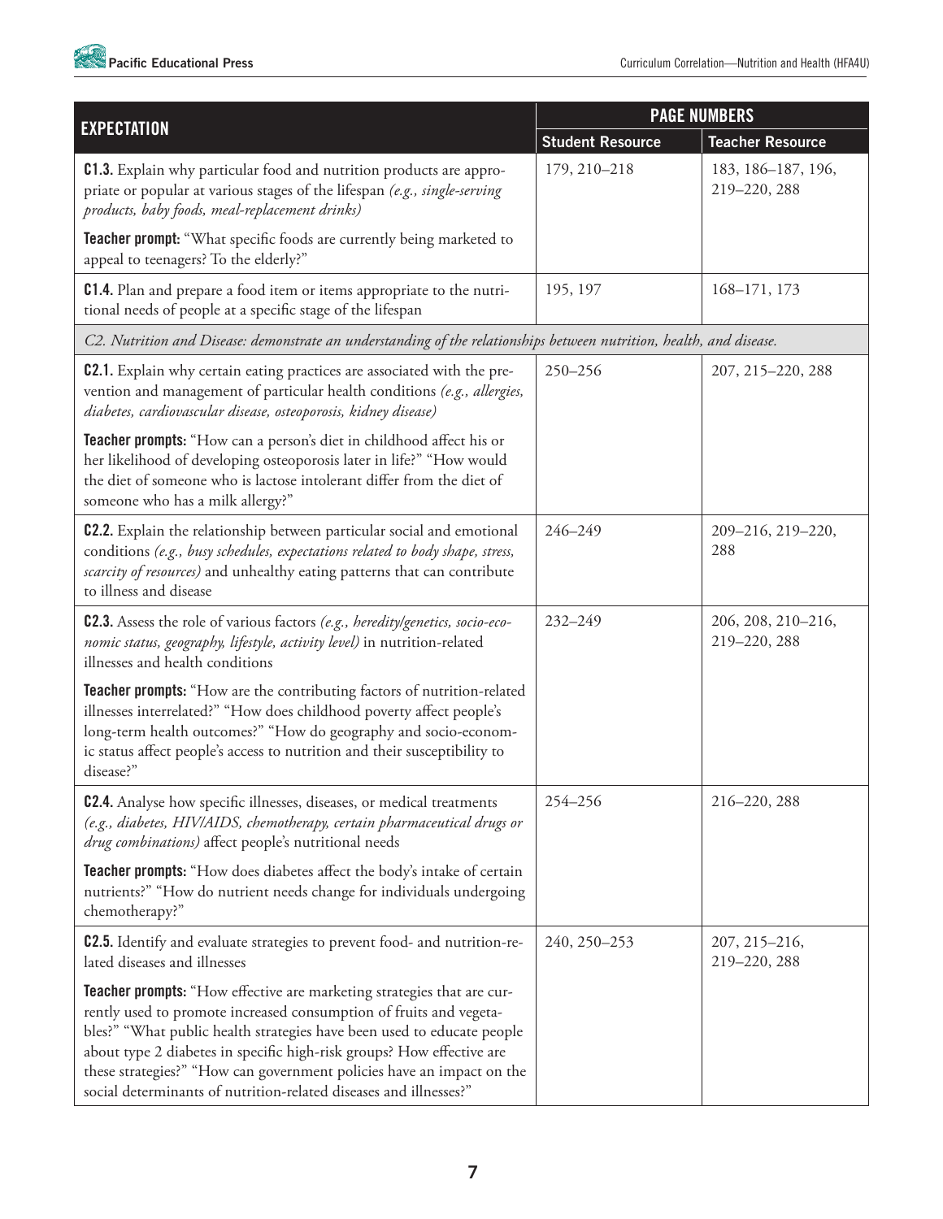| EXPECTATION | PAGE NUMBERS | |
|---|---|---|
| | Student Resource | Teacher Resource |
| **C1.3.** Explain why particular food and nutrition products are appropriate or popular at various stages of the lifespan *(e.g., single-serving products, baby foods, meal-replacement drinks)*<br><br>**Teacher prompt:** "What specific foods are currently being marketed to appeal to teenagers? To the elderly?" | 179, 210–218 | 183, 186–187, 196, 219–220, 288 |
| **C1.4.** Plan and prepare a food item or items appropriate to the nutritional needs of people at a specific stage of the lifespan | 195, 197 | 168–171, 173 |
| *C2. Nutrition and Disease: demonstrate an understanding of the relationships between nutrition, health, and disease.* | | |
| **C2.1.** Explain why certain eating practices are associated with the prevention and management of particular health conditions *(e.g., allergies, diabetes, cardiovascular disease, osteoporosis, kidney disease)*<br><br>**Teacher prompts:** "How can a person's diet in childhood affect his or her likelihood of developing osteoporosis later in life?" "How would the diet of someone who is lactose intolerant differ from the diet of someone who has a milk allergy?" | 250–256 | 207, 215–220, 288 |
| **C2.2.** Explain the relationship between particular social and emotional conditions *(e.g., busy schedules, expectations related to body shape, stress, scarcity of resources)* and unhealthy eating patterns that can contribute to illness and disease | 246–249 | 209–216, 219–220, 288 |
| **C2.3.** Assess the role of various factors *(e.g., heredity/genetics, socio-economic status, geography, lifestyle, activity level)* in nutrition-related illnesses and health conditions<br><br>**Teacher prompts:** "How are the contributing factors of nutrition-related illnesses interrelated?" "How does childhood poverty affect people's long-term health outcomes?" "How do geography and socio-economic status affect people's access to nutrition and their susceptibility to disease?" | 232–249 | 206, 208, 210–216, 219–220, 288 |
| **C2.4.** Analyse how specific illnesses, diseases, or medical treatments *(e.g., diabetes, HIV/AIDS, chemotherapy, certain pharmaceutical drugs or drug combinations)* affect people's nutritional needs<br><br>**Teacher prompts:** "How does diabetes affect the body's intake of certain nutrients?" "How do nutrient needs change for individuals undergoing chemotherapy?" | 254–256 | 216–220, 288 |
| **C2.5.** Identify and evaluate strategies to prevent food- and nutrition-related diseases and illnesses<br><br>**Teacher prompts:** "How effective are marketing strategies that are currently used to promote increased consumption of fruits and vegetables?" "What public health strategies have been used to educate people about type 2 diabetes in specific high-risk groups? How effective are these strategies?" "How can government policies have an impact on the social determinants of nutrition-related diseases and illnesses?" | 240, 250–253 | 207, 215–216, 219–220, 288 |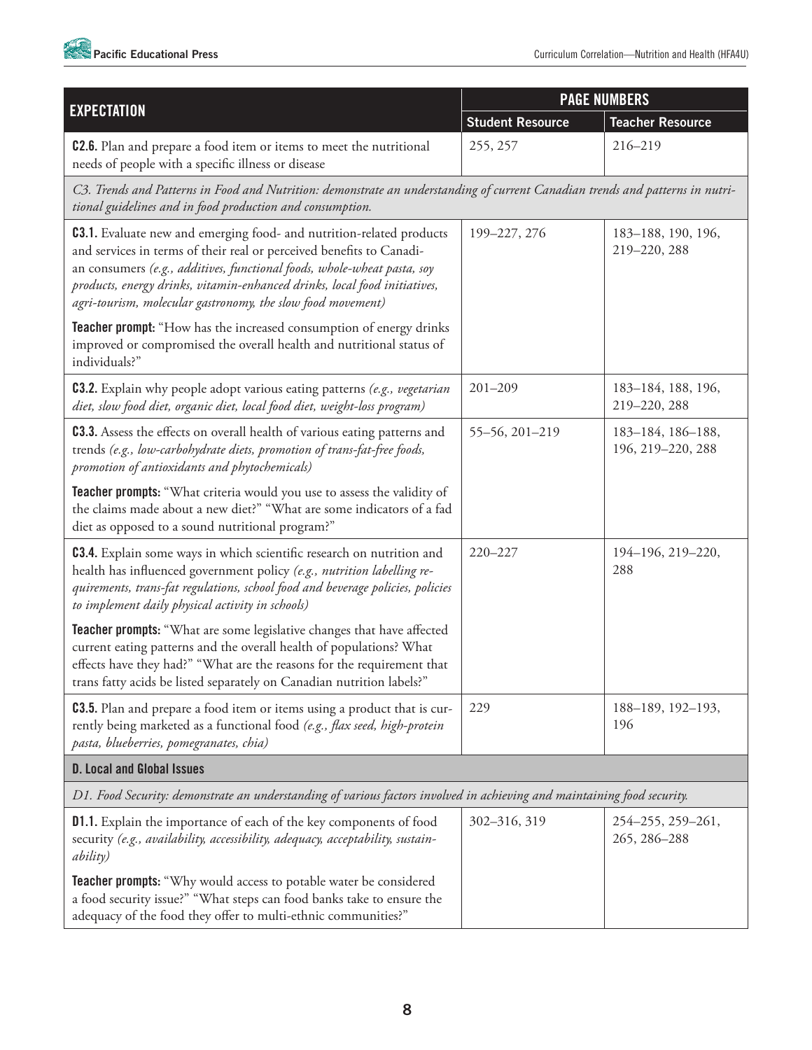| EXPECTATION | PAGE NUMBERS | |
|---|---|---|
| | Student Resource | Teacher Resource |
| **C2.6.** Plan and prepare a food item or items to meet the nutritional needs of people with a specific illness or disease | 255, 257 | 216–219 |
| *C3. Trends and Patterns in Food and Nutrition: demonstrate an understanding of current Canadian trends and patterns in nutritional guidelines and in food production and consumption.* | | |
| **C3.1.** Evaluate new and emerging food- and nutrition-related products and services in terms of their real or perceived benefits to Canadian consumers *(e.g., additives, functional foods, whole-wheat pasta, soy products, energy drinks, vitamin-enhanced drinks, local food initiatives, agri-tourism, molecular gastronomy, the slow food movement)*<br><br>**Teacher prompt:** "How has the increased consumption of energy drinks improved or compromised the overall health and nutritional status of individuals?" | 199–227, 276 | 183–188, 190, 196, 219–220, 288 |
| **C3.2.** Explain why people adopt various eating patterns *(e.g., vegetarian diet, slow food diet, organic diet, local food diet, weight-loss program)* | 201–209 | 183–184, 188, 196, 219–220, 288 |
| **C3.3.** Assess the effects on overall health of various eating patterns and trends *(e.g., low-carbohydrate diets, promotion of trans-fat-free foods, promotion of antioxidants and phytochemicals)*<br><br>**Teacher prompts:** "What criteria would you use to assess the validity of the claims made about a new diet?" "What are some indicators of a fad diet as opposed to a sound nutritional program?" | 55–56, 201–219 | 183–184, 186–188, 196, 219–220, 288 |
| **C3.4.** Explain some ways in which scientific research on nutrition and health has influenced government policy *(e.g., nutrition labelling requirements, trans-fat regulations, school food and beverage policies, policies to implement daily physical activity in schools)*<br><br>**Teacher prompts:** "What are some legislative changes that have affected current eating patterns and the overall health of populations? What effects have they had?" "What are the reasons for the requirement that trans fatty acids be listed separately on Canadian nutrition labels?" | 220–227 | 194–196, 219–220, 288 |
| **C3.5.** Plan and prepare a food item or items using a product that is currently being marketed as a functional food *(e.g., flax seed, high-protein pasta, blueberries, pomegranates, chia)* | 229 | 188–189, 192–193, 196 |
| **D. Local and Global Issues** | | |
| *D1. Food Security: demonstrate an understanding of various factors involved in achieving and maintaining food security.* | | |
| **D1.1.** Explain the importance of each of the key components of food security *(e.g., availability, accessibility, adequacy, acceptability, sustainability)*<br><br>**Teacher prompts:** "Why would access to potable water be considered a food security issue?" "What steps can food banks take to ensure the adequacy of the food they offer to multi-ethnic communities?" | 302–316, 319 | 254–255, 259–261, 265, 286–288 |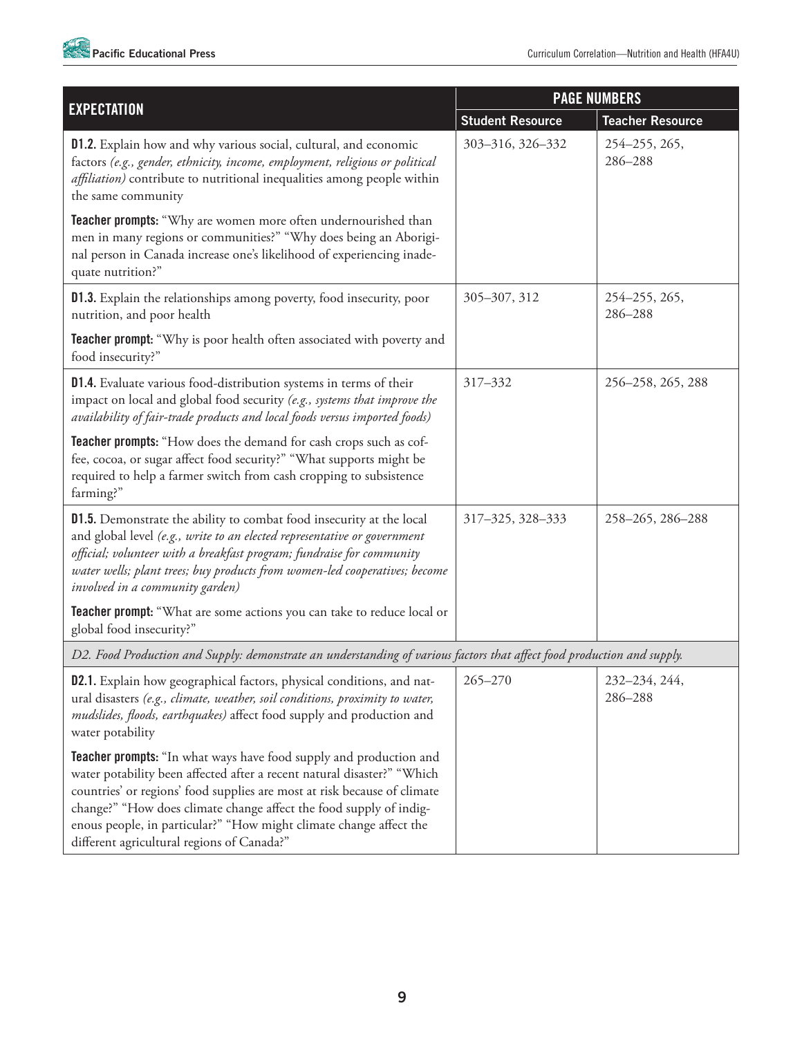| EXPECTATION | PAGE NUMBERS | |
|---|---|---|
| | **Student Resource** | **Teacher Resource** |
| **D1.2.** Explain how and why various social, cultural, and economic factors *(e.g., gender, ethnicity, income, employment, religious or political affiliation)* contribute to nutritional inequalities among people within the same community<br><br>**Teacher prompts:** "Why are women more often undernourished than men in many regions or communities?" "Why does being an Aboriginal person in Canada increase one's likelihood of experiencing inadequate nutrition?" | 303–316, 326–332 | 254–255, 265, 286–288 |
| **D1.3.** Explain the relationships among poverty, food insecurity, poor nutrition, and poor health<br><br>**Teacher prompt:** "Why is poor health often associated with poverty and food insecurity?" | 305–307, 312 | 254–255, 265, 286–288 |
| **D1.4.** Evaluate various food-distribution systems in terms of their impact on local and global food security *(e.g., systems that improve the availability of fair-trade products and local foods versus imported foods)*<br><br>**Teacher prompts:** "How does the demand for cash crops such as coffee, cocoa, or sugar affect food security?" "What supports might be required to help a farmer switch from cash cropping to subsistence farming?" | 317–332 | 256–258, 265, 288 |
| **D1.5.** Demonstrate the ability to combat food insecurity at the local and global level *(e.g., write to an elected representative or government official; volunteer with a breakfast program; fundraise for community water wells; plant trees; buy products from women-led cooperatives; become involved in a community garden)*<br><br>**Teacher prompt:** "What are some actions you can take to reduce local or global food insecurity?" | 317–325, 328–333 | 258–265, 286–288 |
| *D2. Food Production and Supply: demonstrate an understanding of various factors that affect food production and supply.* | | |
| **D2.1.** Explain how geographical factors, physical conditions, and natural disasters *(e.g., climate, weather, soil conditions, proximity to water, mudslides, floods, earthquakes)* affect food supply and production and water potability<br><br>**Teacher prompts:** "In what ways have food supply and production and water potability been affected after a recent natural disaster?" "Which countries' or regions' food supplies are most at risk because of climate change?" "How does climate change affect the food supply of indigenous people, in particular?" "How might climate change affect the different agricultural regions of Canada?" | 265–270 | 232–234, 244, 286–288 |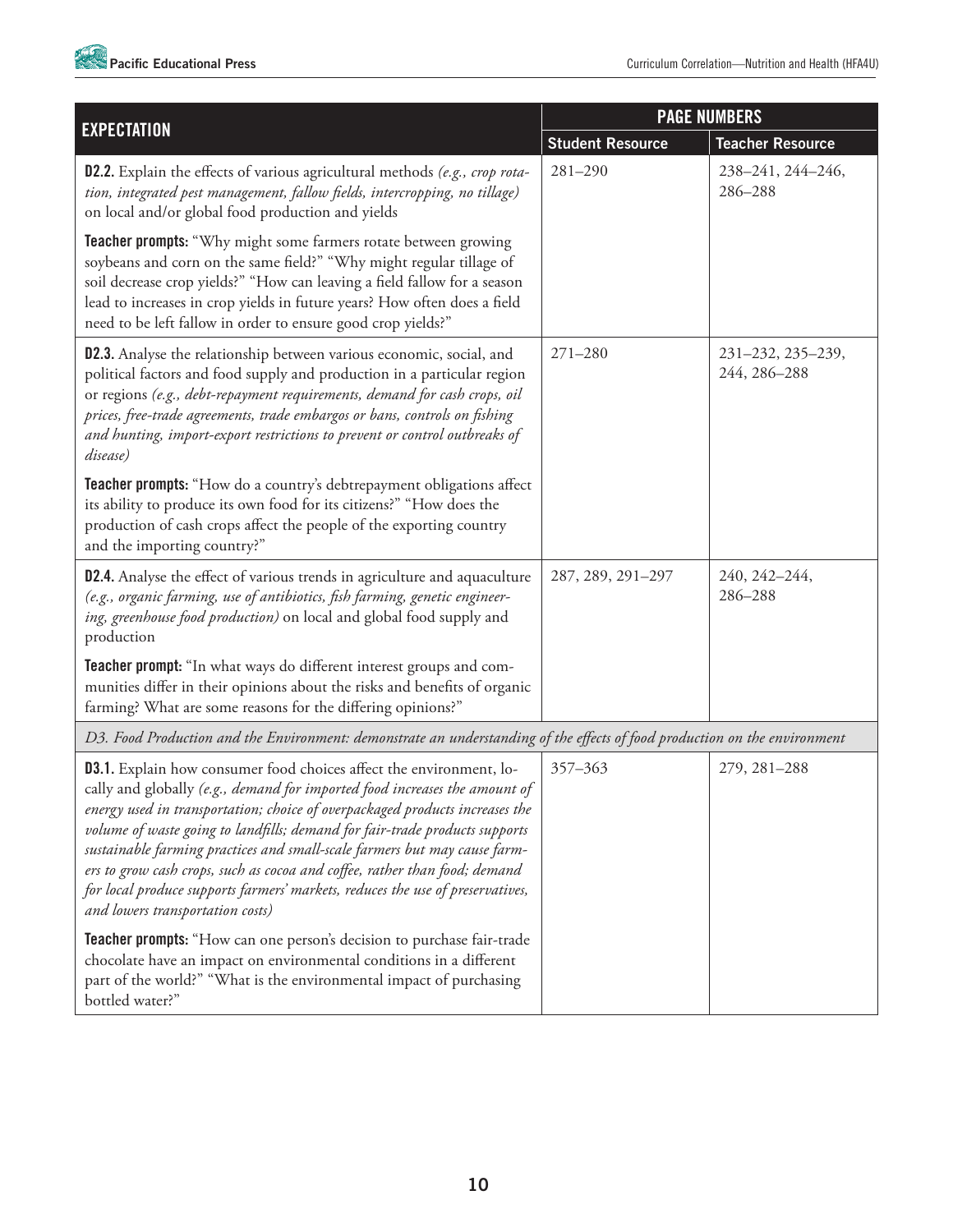| EXPECTATION | PAGE NUMBERS | |
|---|---|---|
| | **Student Resource** | **Teacher Resource** |
| **D2.2.** Explain the effects of various agricultural methods *(e.g., crop rotation, integrated pest management, fallow fields, intercropping, no tillage)* on local and/or global food production and yields<br><br>**Teacher prompts:** "Why might some farmers rotate between growing soybeans and corn on the same field?" "Why might regular tillage of soil decrease crop yields?" "How can leaving a field fallow for a season lead to increases in crop yields in future years? How often does a field need to be left fallow in order to ensure good crop yields?" | 281–290 | 238–241, 244–246, 286–288 |
| **D2.3.** Analyse the relationship between various economic, social, and political factors and food supply and production in a particular region or regions *(e.g., debt-repayment requirements, demand for cash crops, oil prices, free-trade agreements, trade embargos or bans, controls on fishing and hunting, import-export restrictions to prevent or control outbreaks of disease)*<br><br>**Teacher prompts:** "How do a country's debtrepayment obligations affect its ability to produce its own food for its citizens?" "How does the production of cash crops affect the people of the exporting country and the importing country?" | 271–280 | 231–232, 235–239, 244, 286–288 |
| **D2.4.** Analyse the effect of various trends in agriculture and aquaculture *(e.g., organic farming, use of antibiotics, fish farming, genetic engineering, greenhouse food production)* on local and global food supply and production<br><br>**Teacher prompt:** "In what ways do different interest groups and communities differ in their opinions about the risks and benefits of organic farming? What are some reasons for the differing opinions?" | 287, 289, 291–297 | 240, 242–244, 286–288 |
| *D3. Food Production and the Environment: demonstrate an understanding of the effects of food production on the environment* | | |
| **D3.1.** Explain how consumer food choices affect the environment, locally and globally *(e.g., demand for imported food increases the amount of energy used in transportation; choice of overpackaged products increases the volume of waste going to landfills; demand for fair-trade products supports sustainable farming practices and small-scale farmers but may cause farmers to grow cash crops, such as cocoa and coffee, rather than food; demand for local produce supports farmers' markets, reduces the use of preservatives, and lowers transportation costs)*<br><br>**Teacher prompts:** "How can one person's decision to purchase fair-trade chocolate have an impact on environmental conditions in a different part of the world?" "What is the environmental impact of purchasing bottled water?" | 357–363 | 279, 281–288 |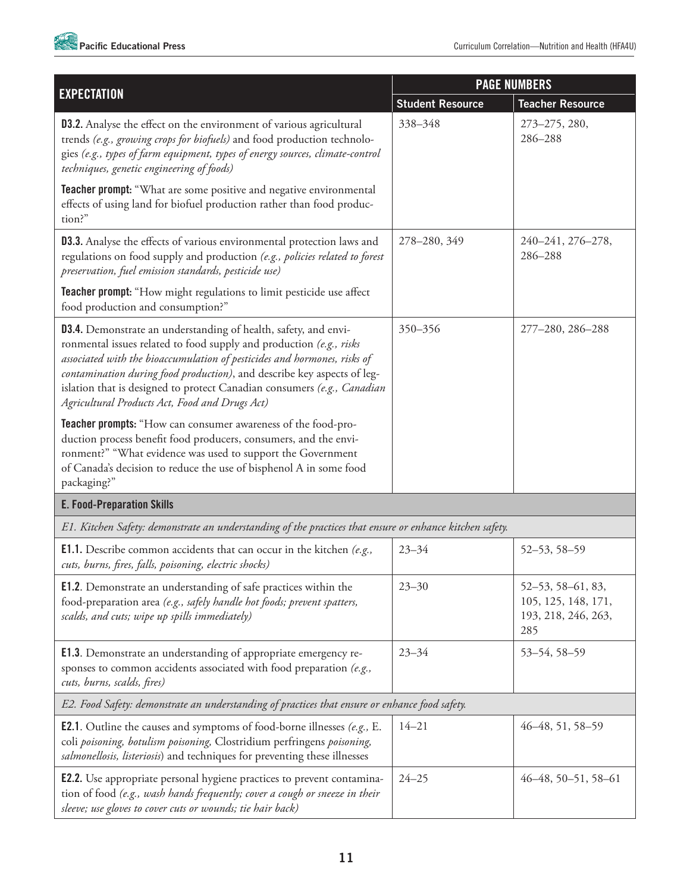| EXPECTATION | PAGE NUMBERS | |
|---|---|---|
| | Student Resource | Teacher Resource |
| **D3.2.** Analyse the effect on the environment of various agricultural trends *(e.g., growing crops for biofuels)* and food production technologies *(e.g., types of farm equipment, types of energy sources, climate-control techniques, genetic engineering of foods)*<br><br>**Teacher prompt:** "What are some positive and negative environmental effects of using land for biofuel production rather than food production?" | 338–348 | 273–275, 280, 286–288 |
| **D3.3.** Analyse the effects of various environmental protection laws and regulations on food supply and production *(e.g., policies related to forest preservation, fuel emission standards, pesticide use)*<br><br>**Teacher prompt:** "How might regulations to limit pesticide use affect food production and consumption?" | 278–280, 349 | 240–241, 276–278, 286–288 |
| **D3.4.** Demonstrate an understanding of health, safety, and environmental issues related to food supply and production *(e.g., risks associated with the bioaccumulation of pesticides and hormones, risks of contamination during food production)*, and describe key aspects of legislation that is designed to protect Canadian consumers *(e.g., Canadian Agricultural Products Act, Food and Drugs Act)*<br><br>**Teacher prompts:** "How can consumer awareness of the food-production process benefit food producers, consumers, and the environment?" "What evidence was used to support the Government of Canada's decision to reduce the use of bisphenol A in some food packaging?" | 350–356 | 277–280, 286–288 |
| **E. Food-Preparation Skills** | | |
| *E1. Kitchen Safety: demonstrate an understanding of the practices that ensure or enhance kitchen safety.* | | |
| **E1.1.** Describe common accidents that can occur in the kitchen *(e.g., cuts, burns, fires, falls, poisoning, electric shocks)* | 23–34 | 52–53, 58–59 |
| **E1.2**. Demonstrate an understanding of safe practices within the food-preparation area *(e.g., safely handle hot foods; prevent spatters, scalds, and cuts; wipe up spills immediately)* | 23–30 | 52–53, 58–61, 83, 105, 125, 148, 171, 193, 218, 246, 263, 285 |
| **E1.3**. Demonstrate an understanding of appropriate emergency responses to common accidents associated with food preparation *(e.g., cuts, burns, scalds, fires)* | 23–34 | 53–54, 58–59 |
| *E2. Food Safety: demonstrate an understanding of practices that ensure or enhance food safety.* | | |
| **E2.1**. Outline the causes and symptoms of food-borne illnesses *(e.g.,* E. coli *poisoning, botulism poisoning,* Clostridium perfringens *poisoning, salmonellosis, listeriosis)* and techniques for preventing these illnesses | 14–21 | 46–48, 51, 58–59 |
| **E2.2.** Use appropriate personal hygiene practices to prevent contamination of food *(e.g., wash hands frequently; cover a cough or sneeze in their sleeve; use gloves to cover cuts or wounds; tie hair back)* | 24–25 | 46–48, 50–51, 58–61 |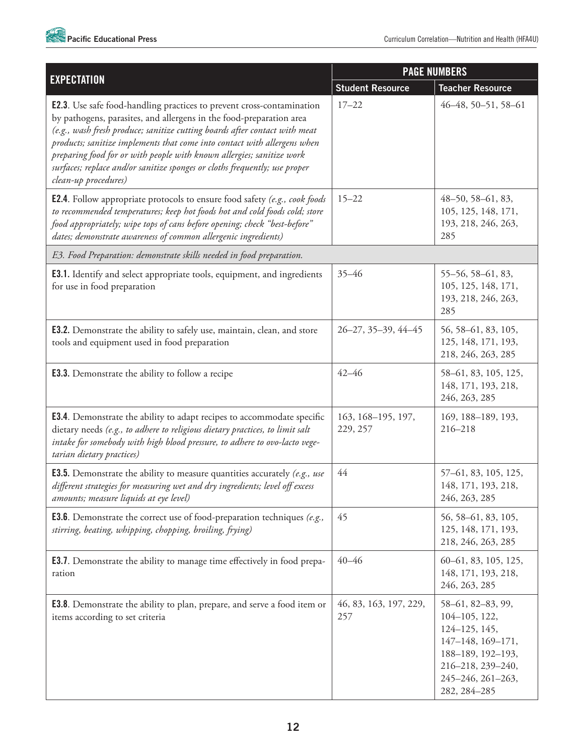| EXPECTATION | PAGE NUMBERS | |
|---|---|---|
| | Student Resource | Teacher Resource |
| **E2.3**. Use safe food-handling practices to prevent cross-contamination by pathogens, parasites, and allergens in the food-preparation area *(e.g., wash fresh produce; sanitize cutting boards after contact with meat products; sanitize implements that come into contact with allergens when preparing food for or with people with known allergies; sanitize work surfaces; replace and/or sanitize sponges or cloths frequently; use proper clean-up procedures)* | 17–22 | 46–48, 50–51, 58–61 |
| **E2.4**. Follow appropriate protocols to ensure food safety *(e.g., cook foods to recommended temperatures; keep hot foods hot and cold foods cold; store food appropriately; wipe tops of cans before opening; check "best-before" dates; demonstrate awareness of common allergenic ingredients)* | 15–22 | 48–50, 58–61, 83, 105, 125, 148, 171, 193, 218, 246, 263, 285 |
| *E3. Food Preparation: demonstrate skills needed in food preparation.* | | |
| **E3.1.** Identify and select appropriate tools, equipment, and ingredients for use in food preparation | 35–46 | 55–56, 58–61, 83, 105, 125, 148, 171, 193, 218, 246, 263, 285 |
| **E3.2.** Demonstrate the ability to safely use, maintain, clean, and store tools and equipment used in food preparation | 26–27, 35–39, 44–45 | 56, 58–61, 83, 105, 125, 148, 171, 193, 218, 246, 263, 285 |
| **E3.3.** Demonstrate the ability to follow a recipe | 42–46 | 58–61, 83, 105, 125, 148, 171, 193, 218, 246, 263, 285 |
| **E3.4**. Demonstrate the ability to adapt recipes to accommodate specific dietary needs *(e.g., to adhere to religious dietary practices, to limit salt intake for somebody with high blood pressure, to adhere to ovo-lacto vegetarian dietary practices)* | 163, 168–195, 197, 229, 257 | 169, 188–189, 193, 216–218 |
| **E3.5.** Demonstrate the ability to measure quantities accurately *(e.g., use different strategies for measuring wet and dry ingredients; level off excess amounts; measure liquids at eye level)* | 44 | 57–61, 83, 105, 125, 148, 171, 193, 218, 246, 263, 285 |
| **E3.6**. Demonstrate the correct use of food-preparation techniques *(e.g., stirring, beating, whipping, chopping, broiling, frying)* | 45 | 56, 58–61, 83, 105, 125, 148, 171, 193, 218, 246, 263, 285 |
| **E3.7**. Demonstrate the ability to manage time effectively in food preparation | 40–46 | 60–61, 83, 105, 125, 148, 171, 193, 218, 246, 263, 285 |
| **E3.8**. Demonstrate the ability to plan, prepare, and serve a food item or items according to set criteria | 46, 83, 163, 197, 229, 257 | 58–61, 82–83, 99, 104–105, 122, 124–125, 145, 147–148, 169–171, 188–189, 192–193, 216–218, 239–240, 245–246, 261–263, 282, 284–285 |